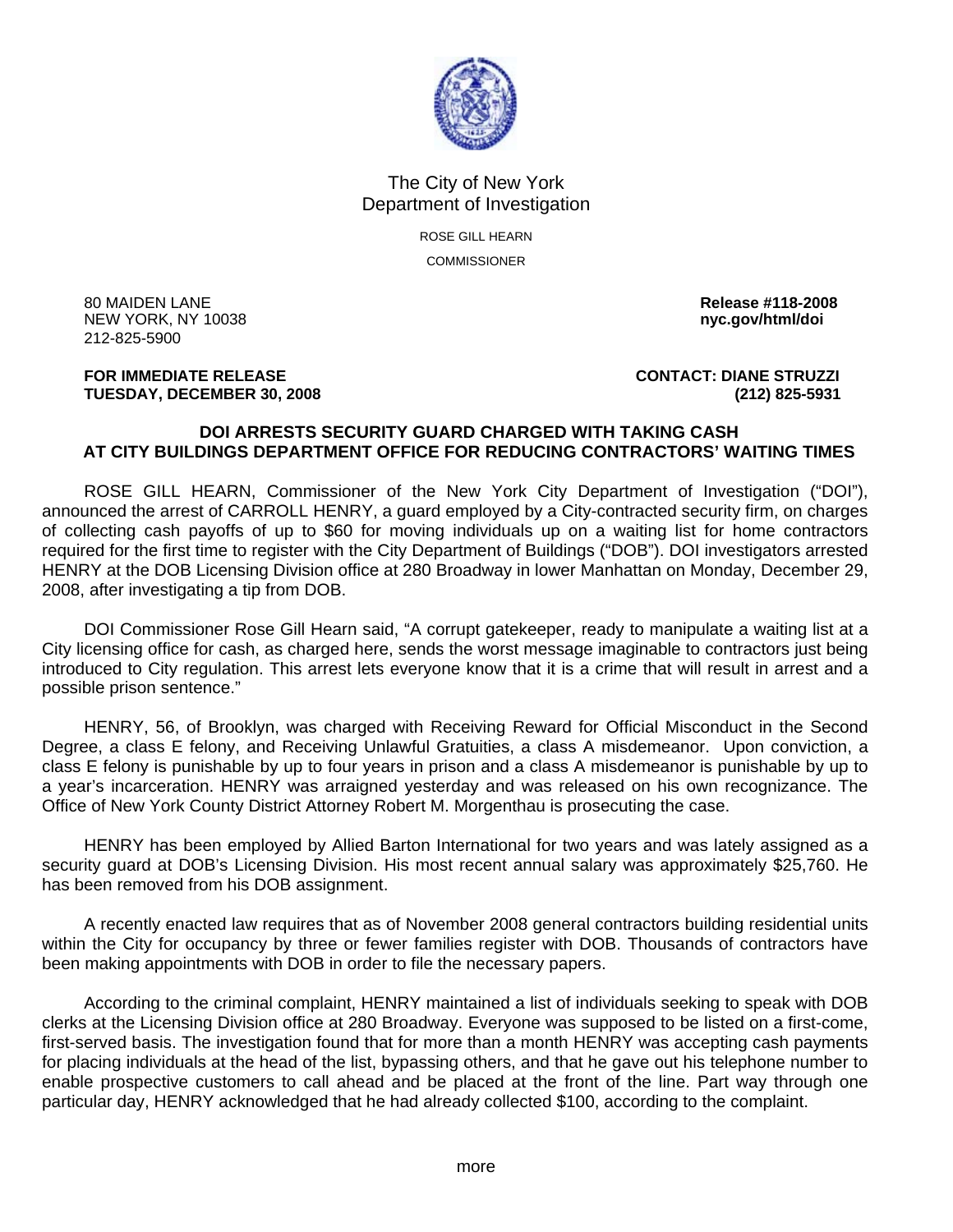The City of New York
Department of Investigation

ROSE GILL HEARN

COMMISSIONER

80 MAIDEN LANE
NEW YORK, NY 10038
212-825-5900

**Release #118-2008**
**nyc.gov/html/doi**

**FOR IMMEDIATE RELEASE**
**TUESDAY, DECEMBER 30, 2008**

**CONTACT: DIANE STRUZZI**
**(212) 825-5931**

**DOI ARRESTS SECURITY GUARD CHARGED WITH TAKING CASH AT CITY BUILDINGS DEPARTMENT OFFICE FOR REDUCING CONTRACTORS' WAITING TIMES**

ROSE GILL HEARN, Commissioner of the New York City Department of Investigation ("DOI"), announced the arrest of CARROLL HENRY, a guard employed by a City-contracted security firm, on charges of collecting cash payoffs of up to $60 for moving individuals up on a waiting list for home contractors required for the first time to register with the City Department of Buildings ("DOB"). DOI investigators arrested HENRY at the DOB Licensing Division office at 280 Broadway in lower Manhattan on Monday, December 29, 2008, after investigating a tip from DOB.

DOI Commissioner Rose Gill Hearn said, "A corrupt gatekeeper, ready to manipulate a waiting list at a City licensing office for cash, as charged here, sends the worst message imaginable to contractors just being introduced to City regulation. This arrest lets everyone know that it is a crime that will result in arrest and a possible prison sentence."

HENRY, 56, of Brooklyn, was charged with Receiving Reward for Official Misconduct in the Second Degree, a class E felony, and Receiving Unlawful Gratuities, a class A misdemeanor. Upon conviction, a class E felony is punishable by up to four years in prison and a class A misdemeanor is punishable by up to a year's incarceration. HENRY was arraigned yesterday and was released on his own recognizance. The Office of New York County District Attorney Robert M. Morgenthau is prosecuting the case.

HENRY has been employed by Allied Barton International for two years and was lately assigned as a security guard at DOB's Licensing Division. His most recent annual salary was approximately $25,760. He has been removed from his DOB assignment.

A recently enacted law requires that as of November 2008 general contractors building residential units within the City for occupancy by three or fewer families register with DOB. Thousands of contractors have been making appointments with DOB in order to file the necessary papers.

According to the criminal complaint, HENRY maintained a list of individuals seeking to speak with DOB clerks at the Licensing Division office at 280 Broadway. Everyone was supposed to be listed on a first-come, first-served basis. The investigation found that for more than a month HENRY was accepting cash payments for placing individuals at the head of the list, bypassing others, and that he gave out his telephone number to enable prospective customers to call ahead and be placed at the front of the line. Part way through one particular day, HENRY acknowledged that he had already collected $100, according to the complaint.

more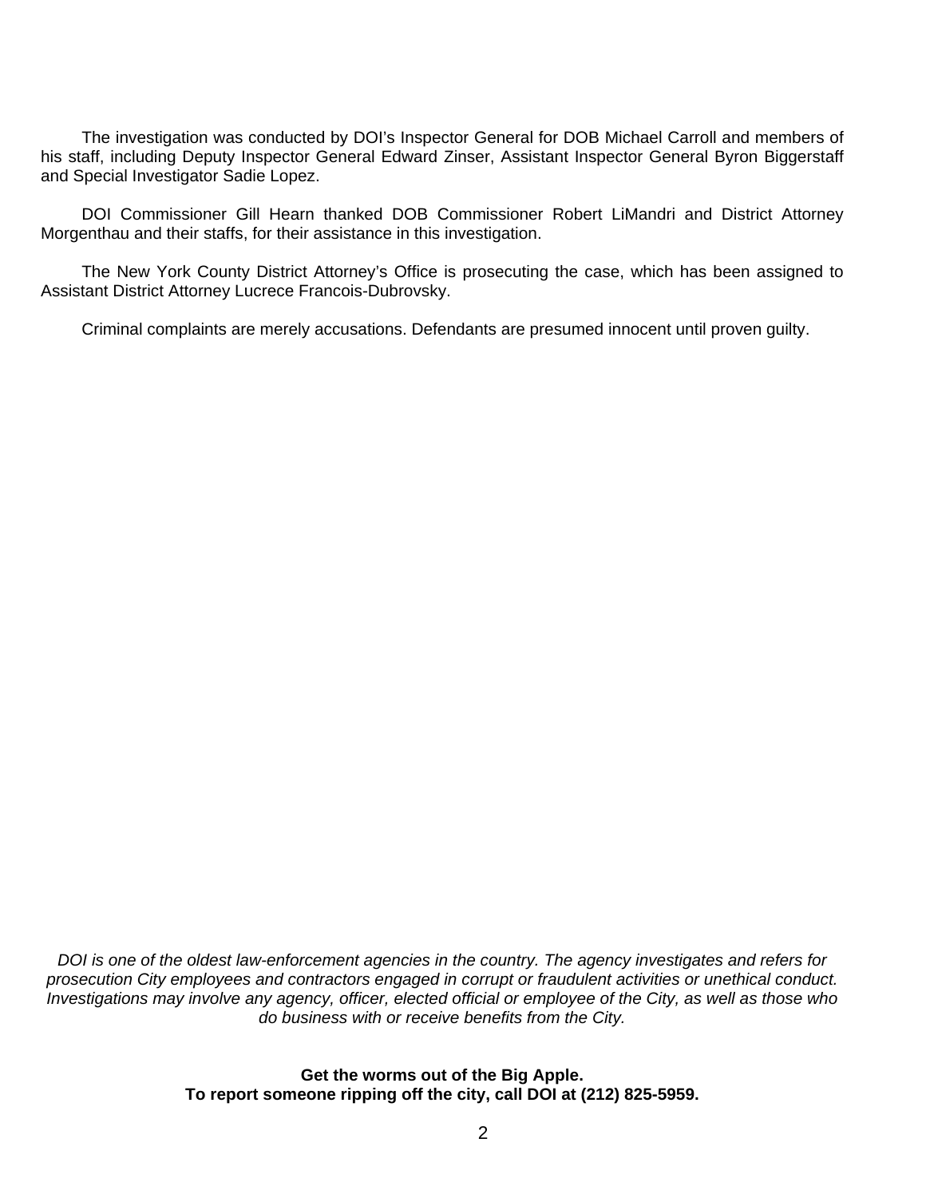The investigation was conducted by DOI's Inspector General for DOB Michael Carroll and members of his staff, including Deputy Inspector General Edward Zinser, Assistant Inspector General Byron Biggerstaff and Special Investigator Sadie Lopez.

DOI Commissioner Gill Hearn thanked DOB Commissioner Robert LiMandri and District Attorney Morgenthau and their staffs, for their assistance in this investigation.

The New York County District Attorney's Office is prosecuting the case, which has been assigned to Assistant District Attorney Lucrece Francois-Dubrovsky.

Criminal complaints are merely accusations. Defendants are presumed innocent until proven guilty.

*DOI is one of the oldest law-enforcement agencies in the country. The agency investigates and refers for prosecution City employees and contractors engaged in corrupt or fraudulent activities or unethical conduct. Investigations may involve any agency, officer, elected official or employee of the City, as well as those who do business with or receive benefits from the City.*

**Get the worms out of the Big Apple.**
**To report someone ripping off the city, call DOI at (212) 825-5959.**